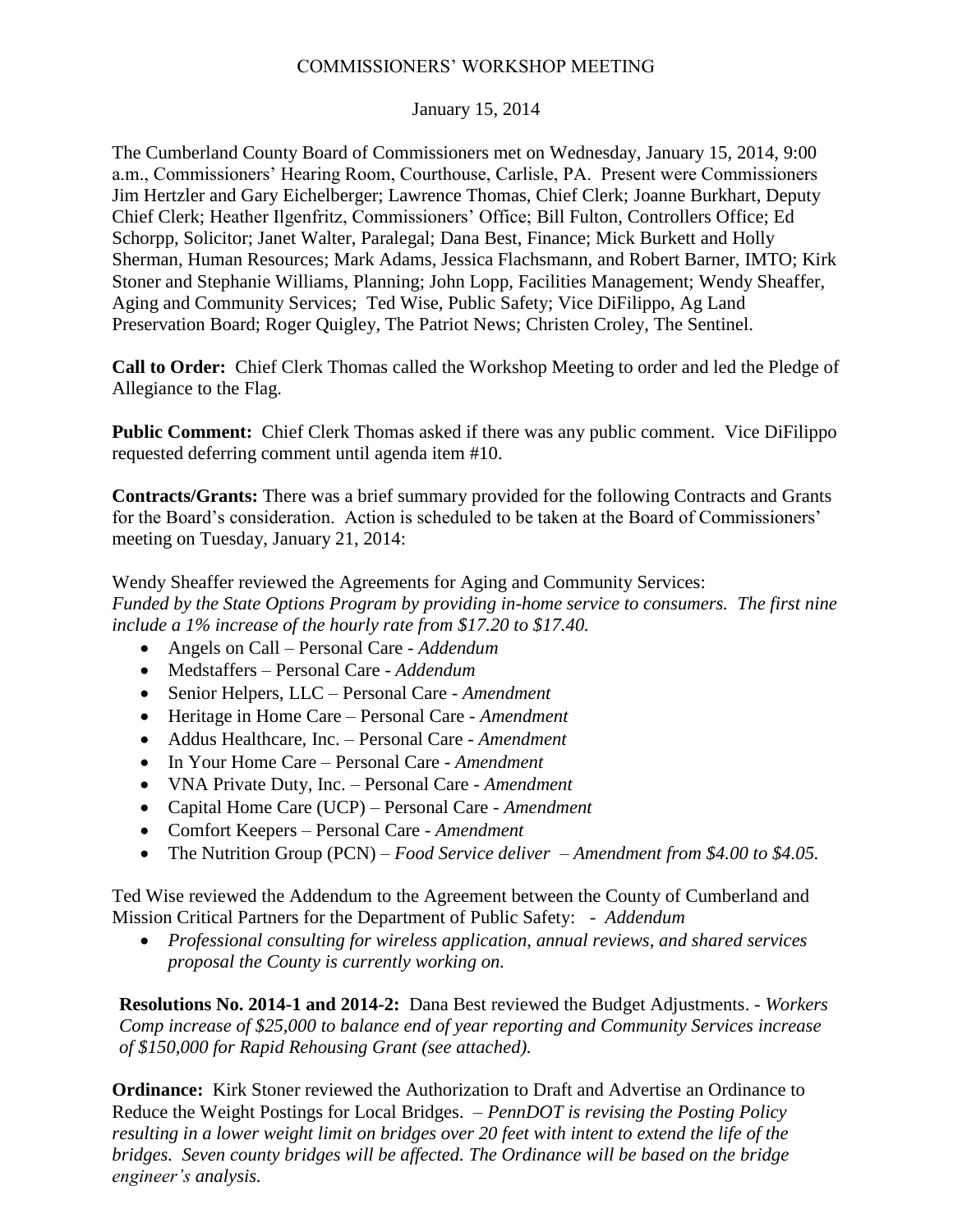COMMISSIONERS' WORKSHOP MEETING

January 15, 2014

The Cumberland County Board of Commissioners met on Wednesday, January 15, 2014, 9:00 a.m., Commissioners' Hearing Room, Courthouse, Carlisle, PA. Present were Commissioners Jim Hertzler and Gary Eichelberger; Lawrence Thomas, Chief Clerk; Joanne Burkhart, Deputy Chief Clerk; Heather Ilgenfritz, Commissioners' Office; Bill Fulton, Controllers Office; Ed Schorpp, Solicitor; Janet Walter, Paralegal; Dana Best, Finance; Mick Burkett and Holly Sherman, Human Resources; Mark Adams, Jessica Flachsmann, and Robert Barner, IMTO; Kirk Stoner and Stephanie Williams, Planning; John Lopp, Facilities Management; Wendy Sheaffer, Aging and Community Services; Ted Wise, Public Safety; Vice DiFilippo, Ag Land Preservation Board; Roger Quigley, The Patriot News; Christen Croley, The Sentinel.

**Call to Order:** Chief Clerk Thomas called the Workshop Meeting to order and led the Pledge of Allegiance to the Flag.

**Public Comment:** Chief Clerk Thomas asked if there was any public comment. Vice DiFilippo requested deferring comment until agenda item #10.

**Contracts/Grants:** There was a brief summary provided for the following Contracts and Grants for the Board's consideration. Action is scheduled to be taken at the Board of Commissioners' meeting on Tuesday, January 21, 2014:

Wendy Sheaffer reviewed the Agreements for Aging and Community Services:
*Funded by the State Options Program by providing in-home service to consumers. The first nine include a 1% increase of the hourly rate from $17.20 to $17.40.*

- Angels on Call – Personal Care - *Addendum*
- Medstaffers – Personal Care - *Addendum*
- Senior Helpers, LLC – Personal Care - *Amendment*
- Heritage in Home Care – Personal Care - *Amendment*
- Addus Healthcare, Inc. – Personal Care - *Amendment*
- In Your Home Care – Personal Care - *Amendment*
- VNA Private Duty, Inc. – Personal Care - *Amendment*
- Capital Home Care (UCP) – Personal Care - *Amendment*
- Comfort Keepers – Personal Care - *Amendment*
- The Nutrition Group (PCN) – *Food Service deliver – Amendment from $4.00 to $4.05.*

Ted Wise reviewed the Addendum to the Agreement between the County of Cumberland and Mission Critical Partners for the Department of Public Safety: - *Addendum*

- *Professional consulting for wireless application, annual reviews, and shared services proposal the County is currently working on.*

**Resolutions No. 2014-1 and 2014-2:** Dana Best reviewed the Budget Adjustments. - *Workers Comp increase of $25,000 to balance end of year reporting and Community Services increase of $150,000 for Rapid Rehousing Grant (see attached).*

**Ordinance:** Kirk Stoner reviewed the Authorization to Draft and Advertise an Ordinance to Reduce the Weight Postings for Local Bridges. – *PennDOT is revising the Posting Policy resulting in a lower weight limit on bridges over 20 feet with intent to extend the life of the bridges. Seven county bridges will be affected. The Ordinance will be based on the bridge engineer's analysis.*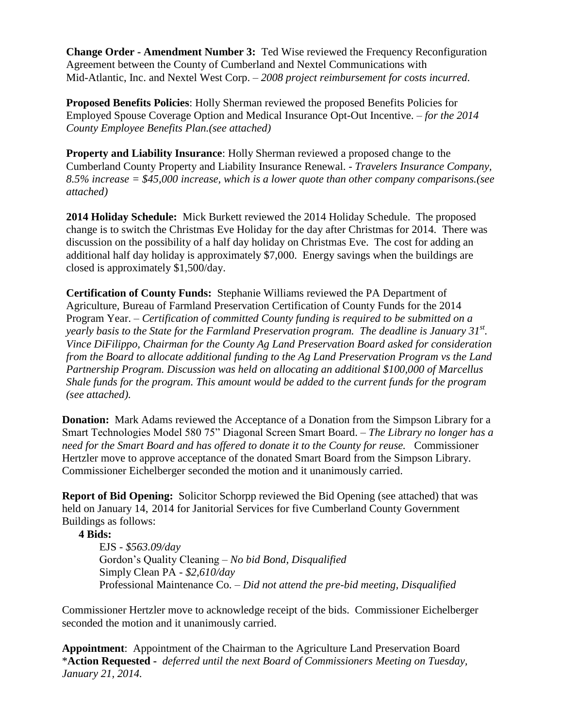**Change Order - Amendment Number 3:** Ted Wise reviewed the Frequency Reconfiguration Agreement between the County of Cumberland and Nextel Communications with Mid-Atlantic, Inc. and Nextel West Corp. – *2008 project reimbursement for costs incurred.*

**Proposed Benefits Policies**: Holly Sherman reviewed the proposed Benefits Policies for Employed Spouse Coverage Option and Medical Insurance Opt-Out Incentive. – *for the 2014 County Employee Benefits Plan.(see attached)*

**Property and Liability Insurance**: Holly Sherman reviewed a proposed change to the Cumberland County Property and Liability Insurance Renewal. - *Travelers Insurance Company, 8.5% increase = $45,000 increase, which is a lower quote than other company comparisons.(see attached)*

**2014 Holiday Schedule:** Mick Burkett reviewed the 2014 Holiday Schedule. The proposed change is to switch the Christmas Eve Holiday for the day after Christmas for 2014. There was discussion on the possibility of a half day holiday on Christmas Eve. The cost for adding an additional half day holiday is approximately $7,000. Energy savings when the buildings are closed is approximately $1,500/day.

**Certification of County Funds:** Stephanie Williams reviewed the PA Department of Agriculture, Bureau of Farmland Preservation Certification of County Funds for the 2014 Program Year. – *Certification of committed County funding is required to be submitted on a yearly basis to the State for the Farmland Preservation program. The deadline is January 31st. Vince DiFilippo, Chairman for the County Ag Land Preservation Board asked for consideration from the Board to allocate additional funding to the Ag Land Preservation Program vs the Land Partnership Program. Discussion was held on allocating an additional $100,000 of Marcellus Shale funds for the program. This amount would be added to the current funds for the program (see attached).*

**Donation:** Mark Adams reviewed the Acceptance of a Donation from the Simpson Library for a Smart Technologies Model 580 75" Diagonal Screen Smart Board. – *The Library no longer has a need for the Smart Board and has offered to donate it to the County for reuse.* Commissioner Hertzler move to approve acceptance of the donated Smart Board from the Simpson Library. Commissioner Eichelberger seconded the motion and it unanimously carried.

**Report of Bid Opening:** Solicitor Schorpp reviewed the Bid Opening (see attached) that was held on January 14, 2014 for Janitorial Services for five Cumberland County Government Buildings as follows:

**4 Bids:**

EJS - *$563.09/day*
Gordon's Quality Cleaning – *No bid Bond, Disqualified*
Simply Clean PA - *$2,610/day*
Professional Maintenance Co. – *Did not attend the pre-bid meeting, Disqualified*

Commissioner Hertzler move to acknowledge receipt of the bids. Commissioner Eichelberger seconded the motion and it unanimously carried.

**Appointment**: Appointment of the Chairman to the Agriculture Land Preservation Board
*__Action Requested -__ *deferred until the next Board of Commissioners Meeting on Tuesday, January 21, 2014.*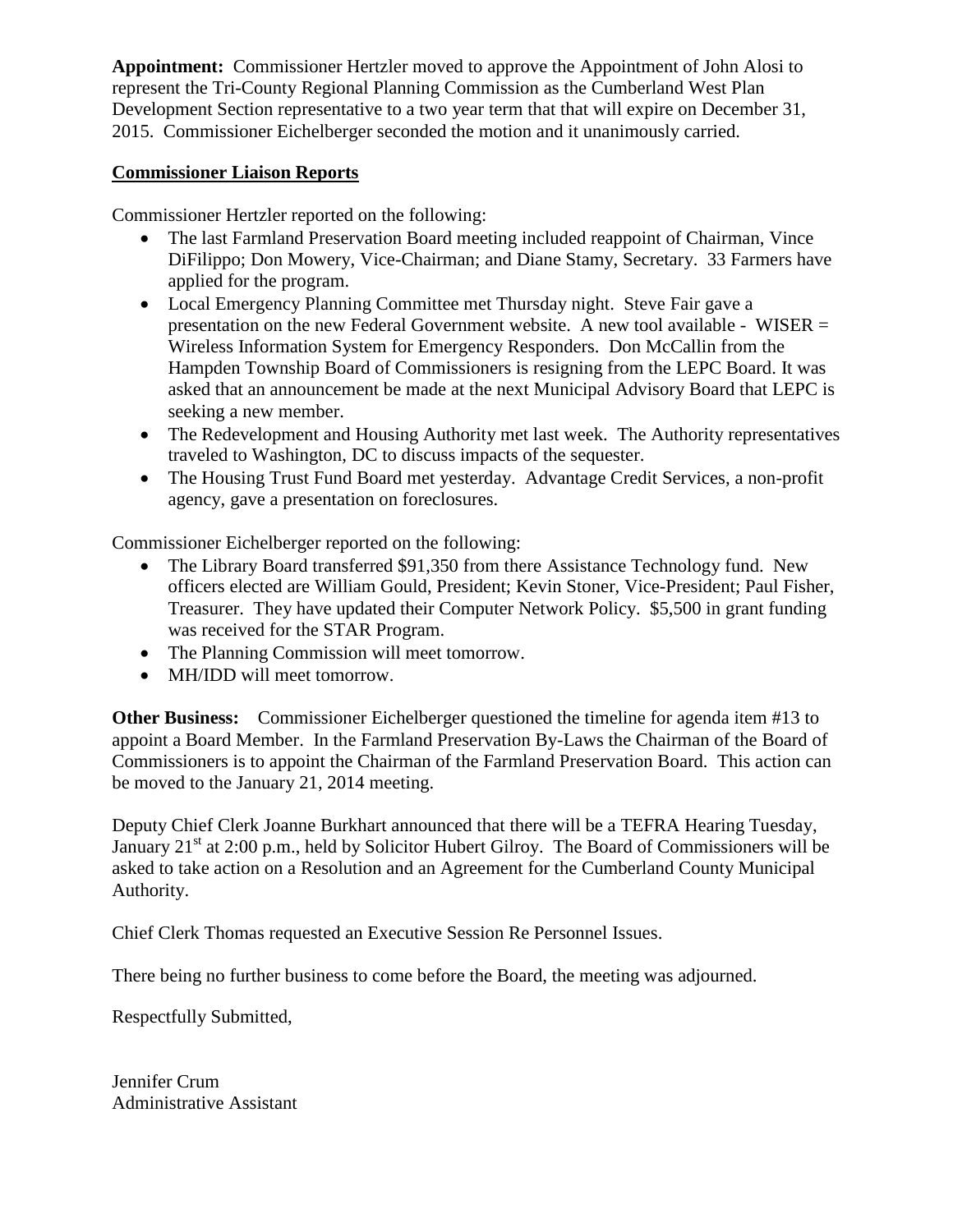**Appointment:** Commissioner Hertzler moved to approve the Appointment of John Alosi to represent the Tri-County Regional Planning Commission as the Cumberland West Plan Development Section representative to a two year term that that will expire on December 31, 2015. Commissioner Eichelberger seconded the motion and it unanimously carried.

**Commissioner Liaison Reports**

Commissioner Hertzler reported on the following:

- The last Farmland Preservation Board meeting included reappoint of Chairman, Vince DiFilippo; Don Mowery, Vice-Chairman; and Diane Stamy, Secretary. 33 Farmers have applied for the program.
- Local Emergency Planning Committee met Thursday night. Steve Fair gave a presentation on the new Federal Government website. A new tool available - WISER = Wireless Information System for Emergency Responders. Don McCallin from the Hampden Township Board of Commissioners is resigning from the LEPC Board. It was asked that an announcement be made at the next Municipal Advisory Board that LEPC is seeking a new member.
- The Redevelopment and Housing Authority met last week. The Authority representatives traveled to Washington, DC to discuss impacts of the sequester.
- The Housing Trust Fund Board met yesterday. Advantage Credit Services, a non-profit agency, gave a presentation on foreclosures.

Commissioner Eichelberger reported on the following:

- The Library Board transferred $91,350 from there Assistance Technology fund. New officers elected are William Gould, President; Kevin Stoner, Vice-President; Paul Fisher, Treasurer. They have updated their Computer Network Policy. $5,500 in grant funding was received for the STAR Program.
- The Planning Commission will meet tomorrow.
- MH/IDD will meet tomorrow.

**Other Business:** Commissioner Eichelberger questioned the timeline for agenda item #13 to appoint a Board Member. In the Farmland Preservation By-Laws the Chairman of the Board of Commissioners is to appoint the Chairman of the Farmland Preservation Board. This action can be moved to the January 21, 2014 meeting.

Deputy Chief Clerk Joanne Burkhart announced that there will be a TEFRA Hearing Tuesday, January 21st at 2:00 p.m., held by Solicitor Hubert Gilroy. The Board of Commissioners will be asked to take action on a Resolution and an Agreement for the Cumberland County Municipal Authority.

Chief Clerk Thomas requested an Executive Session Re Personnel Issues.

There being no further business to come before the Board, the meeting was adjourned.

Respectfully Submitted,

Jennifer Crum
Administrative Assistant